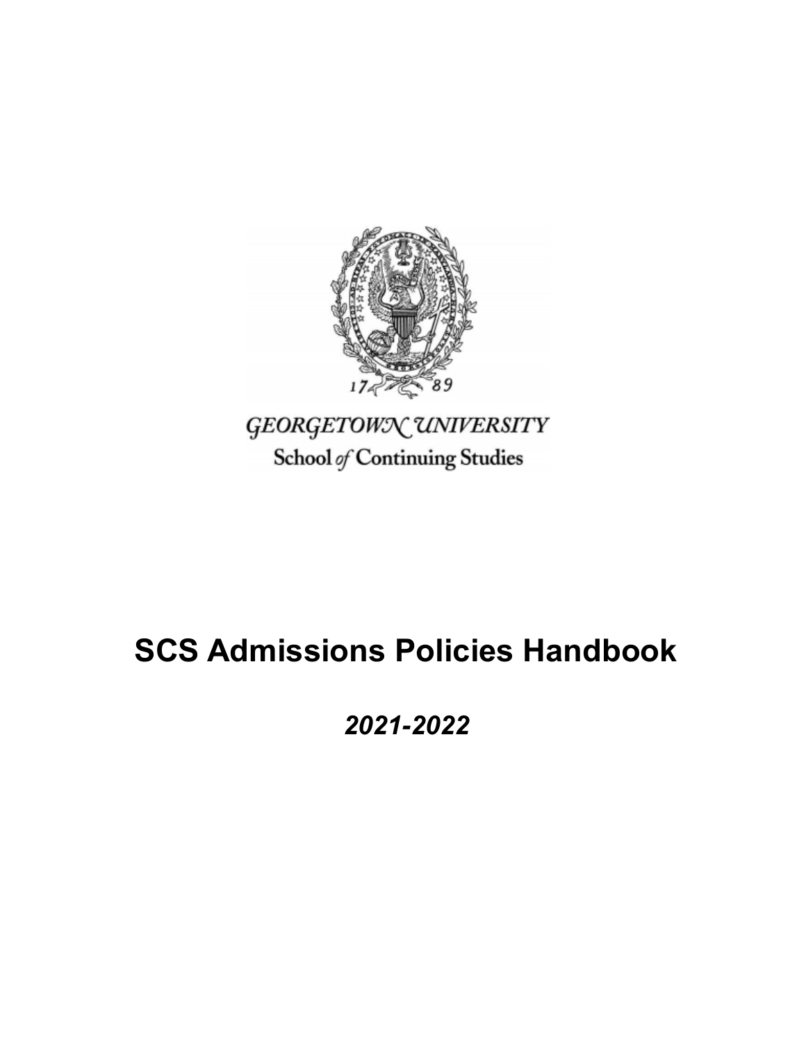GEORGETOWN UNIVERSITY

School of Continuing Studies

# SCS Admissions Policies Handbook

*2021-2022*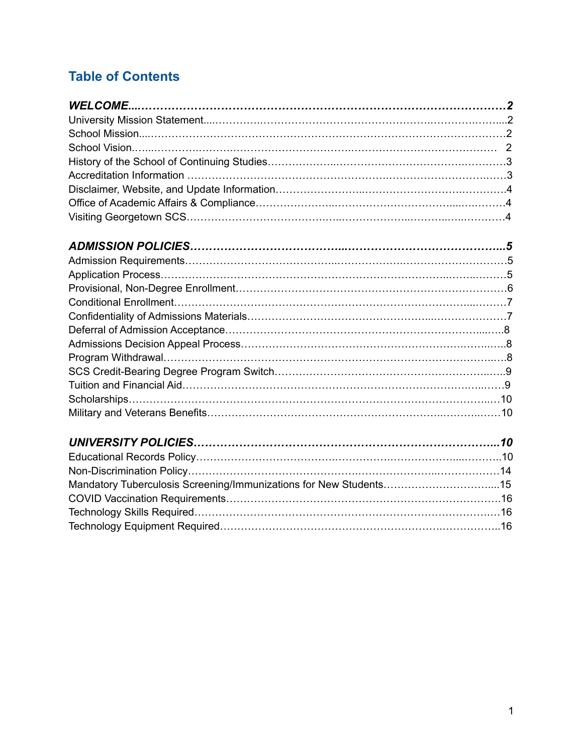## Table of Contents

***WELCOME...2***

University Mission Statement...2

School Mission...2

School Vision...2

History of the School of Continuing Studies...3

Accreditation Information...3

Disclaimer, Website, and Update Information...4

Office of Academic Affairs & Compliance...4

Visiting Georgetown SCS...4

***ADMISSION POLICIES...5***

Admission Requirements...5

Application Process...5

Provisional, Non-Degree Enrollment...6

Conditional Enrollment...7

Confidentiality of Admissions Materials...7

Deferral of Admission Acceptance...8

Admissions Decision Appeal Process...8

Program Withdrawal...8

SCS Credit-Bearing Degree Program Switch...9

Tuition and Financial Aid...9

Scholarships...10

Military and Veterans Benefits...10

***UNIVERSITY POLICIES...10***

Educational Records Policy...10

Non-Discrimination Policy...14

Mandatory Tuberculosis Screening/Immunizations for New Students...15

COVID Vaccination Requirements...16

Technology Skills Required...16

Technology Equipment Required...16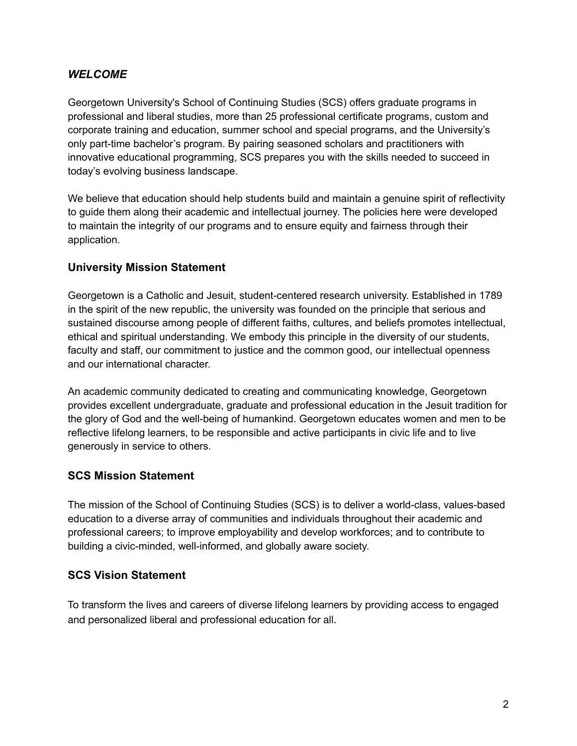### *WELCOME*

Georgetown University's School of Continuing Studies (SCS) offers graduate programs in professional and liberal studies, more than 25 professional certificate programs, custom and corporate training and education, summer school and special programs, and the University's only part-time bachelor's program. By pairing seasoned scholars and practitioners with innovative educational programming, SCS prepares you with the skills needed to succeed in today's evolving business landscape.

We believe that education should help students build and maintain a genuine spirit of reflectivity to guide them along their academic and intellectual journey. The policies here were developed to maintain the integrity of our programs and to ensure equity and fairness through their application.

### University Mission Statement

Georgetown is a Catholic and Jesuit, student-centered research university. Established in 1789 in the spirit of the new republic, the university was founded on the principle that serious and sustained discourse among people of different faiths, cultures, and beliefs promotes intellectual, ethical and spiritual understanding. We embody this principle in the diversity of our students, faculty and staff, our commitment to justice and the common good, our intellectual openness and our international character.

An academic community dedicated to creating and communicating knowledge, Georgetown provides excellent undergraduate, graduate and professional education in the Jesuit tradition for the glory of God and the well-being of humankind. Georgetown educates women and men to be reflective lifelong learners, to be responsible and active participants in civic life and to live generously in service to others.

### SCS Mission Statement

The mission of the School of Continuing Studies (SCS) is to deliver a world-class, values-based education to a diverse array of communities and individuals throughout their academic and professional careers; to improve employability and develop workforces; and to contribute to building a civic-minded, well-informed, and globally aware society.

### SCS Vision Statement

To transform the lives and careers of diverse lifelong learners by providing access to engaged and personalized liberal and professional education for all.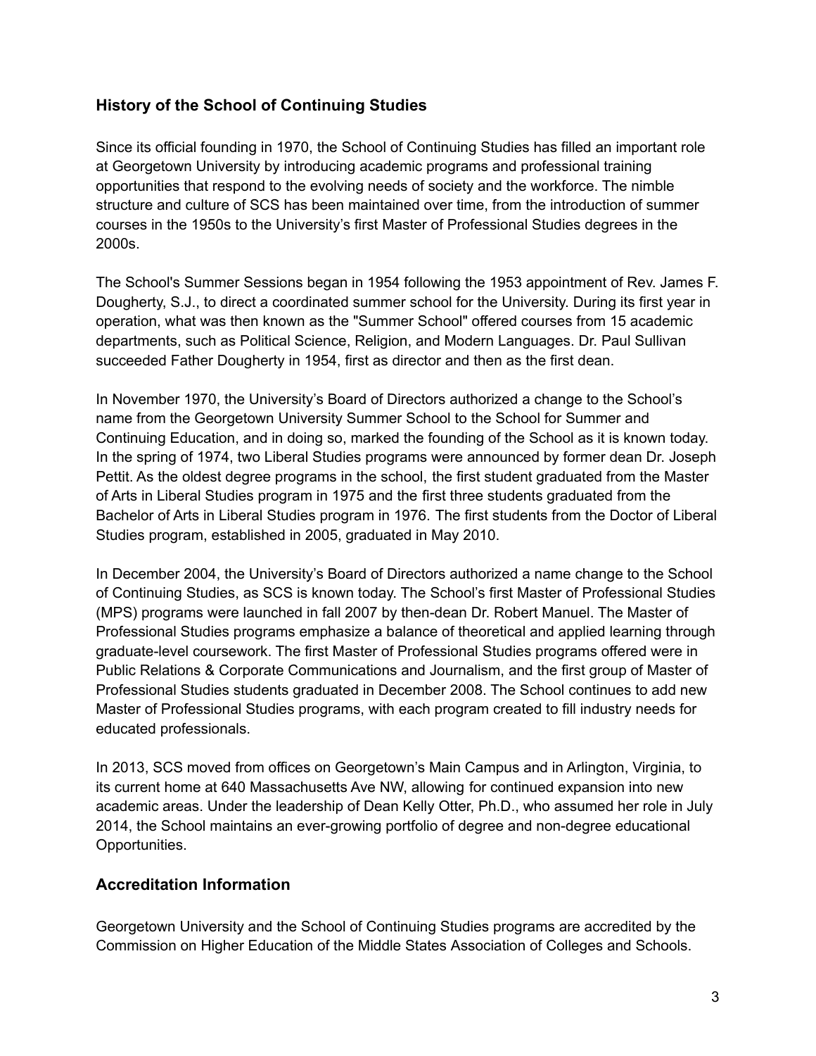## History of the School of Continuing Studies

Since its official founding in 1970, the School of Continuing Studies has filled an important role at Georgetown University by introducing academic programs and professional training opportunities that respond to the evolving needs of society and the workforce. The nimble structure and culture of SCS has been maintained over time, from the introduction of summer courses in the 1950s to the University's first Master of Professional Studies degrees in the 2000s.

The School's Summer Sessions began in 1954 following the 1953 appointment of Rev. James F. Dougherty, S.J., to direct a coordinated summer school for the University. During its first year in operation, what was then known as the "Summer School" offered courses from 15 academic departments, such as Political Science, Religion, and Modern Languages. Dr. Paul Sullivan succeeded Father Dougherty in 1954, first as director and then as the first dean.

In November 1970, the University's Board of Directors authorized a change to the School's name from the Georgetown University Summer School to the School for Summer and Continuing Education, and in doing so, marked the founding of the School as it is known today. In the spring of 1974, two Liberal Studies programs were announced by former dean Dr. Joseph Pettit. As the oldest degree programs in the school, the first student graduated from the Master of Arts in Liberal Studies program in 1975 and the first three students graduated from the Bachelor of Arts in Liberal Studies program in 1976. The first students from the Doctor of Liberal Studies program, established in 2005, graduated in May 2010.

In December 2004, the University's Board of Directors authorized a name change to the School of Continuing Studies, as SCS is known today. The School's first Master of Professional Studies (MPS) programs were launched in fall 2007 by then-dean Dr. Robert Manuel. The Master of Professional Studies programs emphasize a balance of theoretical and applied learning through graduate-level coursework. The first Master of Professional Studies programs offered were in Public Relations & Corporate Communications and Journalism, and the first group of Master of Professional Studies students graduated in December 2008. The School continues to add new Master of Professional Studies programs, with each program created to fill industry needs for educated professionals.

In 2013, SCS moved from offices on Georgetown's Main Campus and in Arlington, Virginia, to its current home at 640 Massachusetts Ave NW, allowing for continued expansion into new academic areas. Under the leadership of Dean Kelly Otter, Ph.D., who assumed her role in July 2014, the School maintains an ever-growing portfolio of degree and non-degree educational Opportunities.

## Accreditation Information

Georgetown University and the School of Continuing Studies programs are accredited by the Commission on Higher Education of the Middle States Association of Colleges and Schools.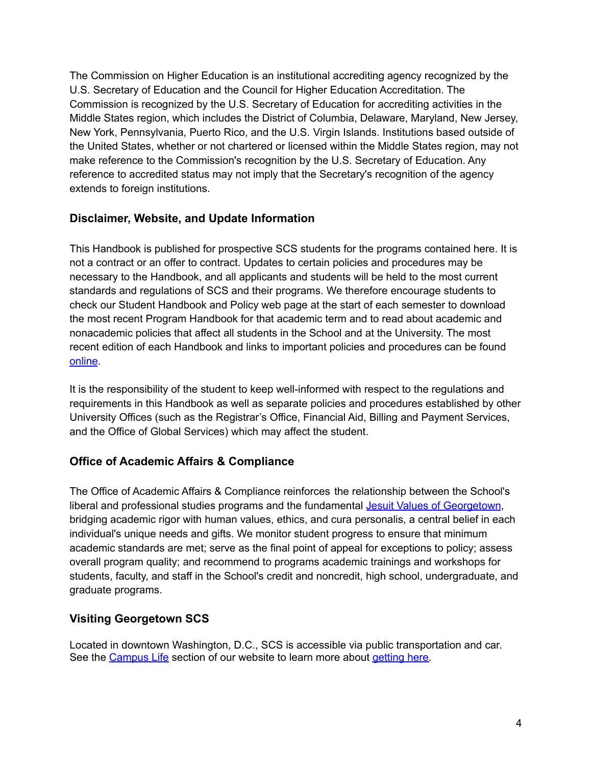The Commission on Higher Education is an institutional accrediting agency recognized by the U.S. Secretary of Education and the Council for Higher Education Accreditation. The Commission is recognized by the U.S. Secretary of Education for accrediting activities in the Middle States region, which includes the District of Columbia, Delaware, Maryland, New Jersey, New York, Pennsylvania, Puerto Rico, and the U.S. Virgin Islands. Institutions based outside of the United States, whether or not chartered or licensed within the Middle States region, may not make reference to the Commission's recognition by the U.S. Secretary of Education. Any reference to accredited status may not imply that the Secretary's recognition of the agency extends to foreign institutions.

### Disclaimer, Website, and Update Information

This Handbook is published for prospective SCS students for the programs contained here. It is not a contract or an offer to contract. Updates to certain policies and procedures may be necessary to the Handbook, and all applicants and students will be held to the most current standards and regulations of SCS and their programs. We therefore encourage students to check our Student Handbook and Policy web page at the start of each semester to download the most recent Program Handbook for that academic term and to read about academic and nonacademic policies that affect all students in the School and at the University. The most recent edition of each Handbook and links to important policies and procedures can be found online.

It is the responsibility of the student to keep well-informed with respect to the regulations and requirements in this Handbook as well as separate policies and procedures established by other University Offices (such as the Registrar's Office, Financial Aid, Billing and Payment Services, and the Office of Global Services) which may affect the student.

### Office of Academic Affairs & Compliance

The Office of Academic Affairs & Compliance reinforces the relationship between the School's liberal and professional studies programs and the fundamental Jesuit Values of Georgetown, bridging academic rigor with human values, ethics, and cura personalis, a central belief in each individual's unique needs and gifts. We monitor student progress to ensure that minimum academic standards are met; serve as the final point of appeal for exceptions to policy; assess overall program quality; and recommend to programs academic trainings and workshops for students, faculty, and staff in the School's credit and noncredit, high school, undergraduate, and graduate programs.

### Visiting Georgetown SCS

Located in downtown Washington, D.C., SCS is accessible via public transportation and car. See the Campus Life section of our website to learn more about getting here.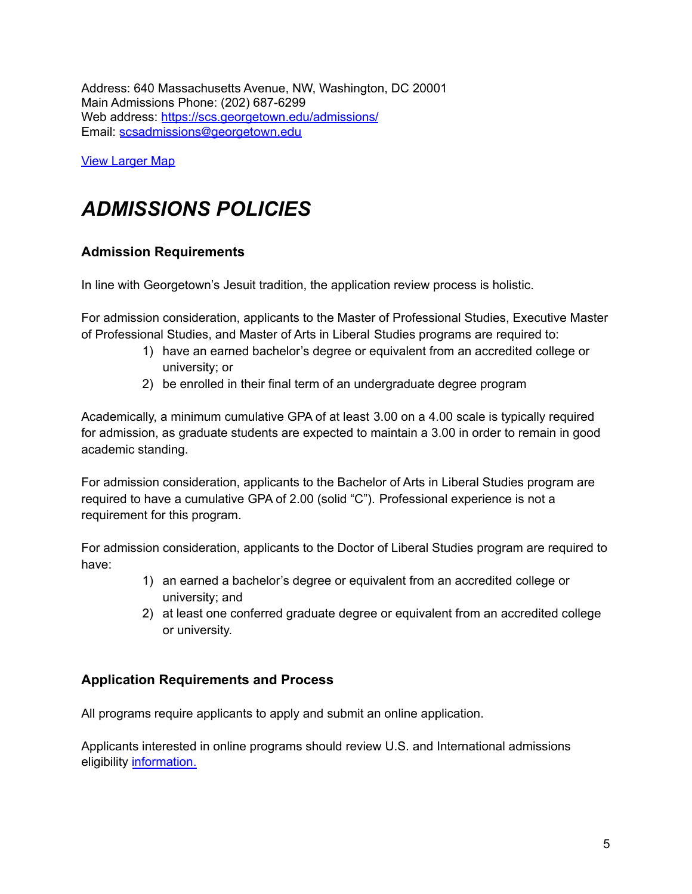Address: 640 Massachusetts Avenue, NW, Washington, DC 20001
Main Admissions Phone: (202) 687-6299
Web address: [https://scs.georgetown.edu/admissions/](https://scs.georgetown.edu/admissions/)
Email: [scsadmissions@georgetown.edu](mailto:scsadmissions@georgetown.edu)

[View Larger Map]()

# *ADMISSIONS POLICIES*

### Admission Requirements

In line with Georgetown's Jesuit tradition, the application review process is holistic.

For admission consideration, applicants to the Master of Professional Studies, Executive Master of Professional Studies, and Master of Arts in Liberal Studies programs are required to:

1) have an earned bachelor's degree or equivalent from an accredited college or university; or
2) be enrolled in their final term of an undergraduate degree program

Academically, a minimum cumulative GPA of at least 3.00 on a 4.00 scale is typically required for admission, as graduate students are expected to maintain a 3.00 in order to remain in good academic standing.

For admission consideration, applicants to the Bachelor of Arts in Liberal Studies program are required to have a cumulative GPA of 2.00 (solid "C"). Professional experience is not a requirement for this program.

For admission consideration, applicants to the Doctor of Liberal Studies program are required to have:

1) an earned a bachelor's degree or equivalent from an accredited college or university; and
2) at least one conferred graduate degree or equivalent from an accredited college or university.

### Application Requirements and Process

All programs require applicants to apply and submit an online application.

Applicants interested in online programs should review U.S. and International admissions eligibility [information.]()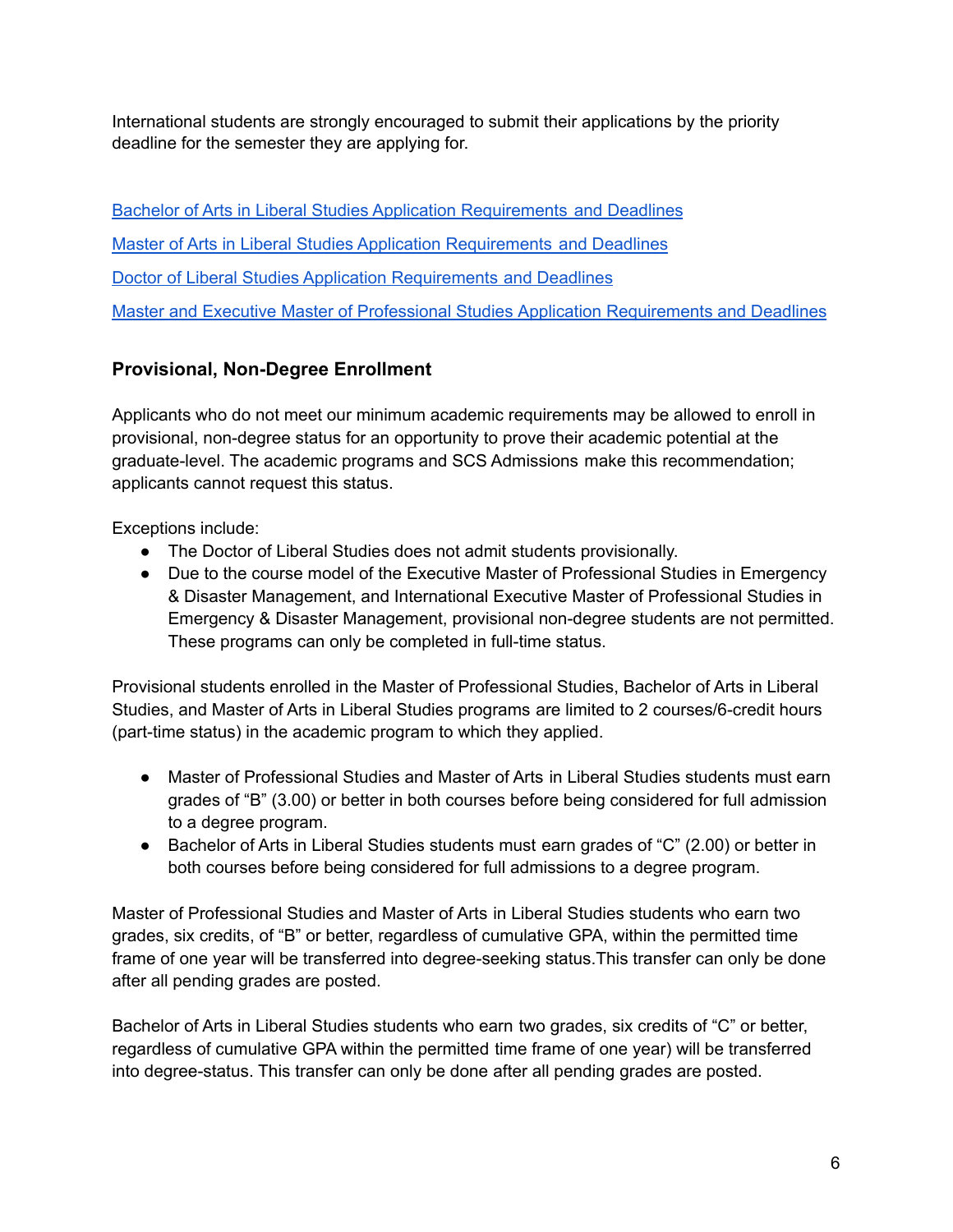International students are strongly encouraged to submit their applications by the priority deadline for the semester they are applying for.

Bachelor of Arts in Liberal Studies Application Requirements and Deadlines

Master of Arts in Liberal Studies Application Requirements and Deadlines

Doctor of Liberal Studies Application Requirements and Deadlines

Master and Executive Master of Professional Studies Application Requirements and Deadlines

### Provisional, Non-Degree Enrollment

Applicants who do not meet our minimum academic requirements may be allowed to enroll in provisional, non-degree status for an opportunity to prove their academic potential at the graduate-level. The academic programs and SCS Admissions make this recommendation; applicants cannot request this status.

Exceptions include:

- The Doctor of Liberal Studies does not admit students provisionally.
- Due to the course model of the Executive Master of Professional Studies in Emergency & Disaster Management, and International Executive Master of Professional Studies in Emergency & Disaster Management, provisional non-degree students are not permitted. These programs can only be completed in full-time status.

Provisional students enrolled in the Master of Professional Studies, Bachelor of Arts in Liberal Studies, and Master of Arts in Liberal Studies programs are limited to 2 courses/6-credit hours (part-time status) in the academic program to which they applied.

- Master of Professional Studies and Master of Arts in Liberal Studies students must earn grades of "B" (3.00) or better in both courses before being considered for full admission to a degree program.
- Bachelor of Arts in Liberal Studies students must earn grades of "C" (2.00) or better in both courses before being considered for full admissions to a degree program.

Master of Professional Studies and Master of Arts in Liberal Studies students who earn two grades, six credits, of "B" or better, regardless of cumulative GPA, within the permitted time frame of one year will be transferred into degree-seeking status.This transfer can only be done after all pending grades are posted.

Bachelor of Arts in Liberal Studies students who earn two grades, six credits of "C" or better, regardless of cumulative GPA within the permitted time frame of one year) will be transferred into degree-status. This transfer can only be done after all pending grades are posted.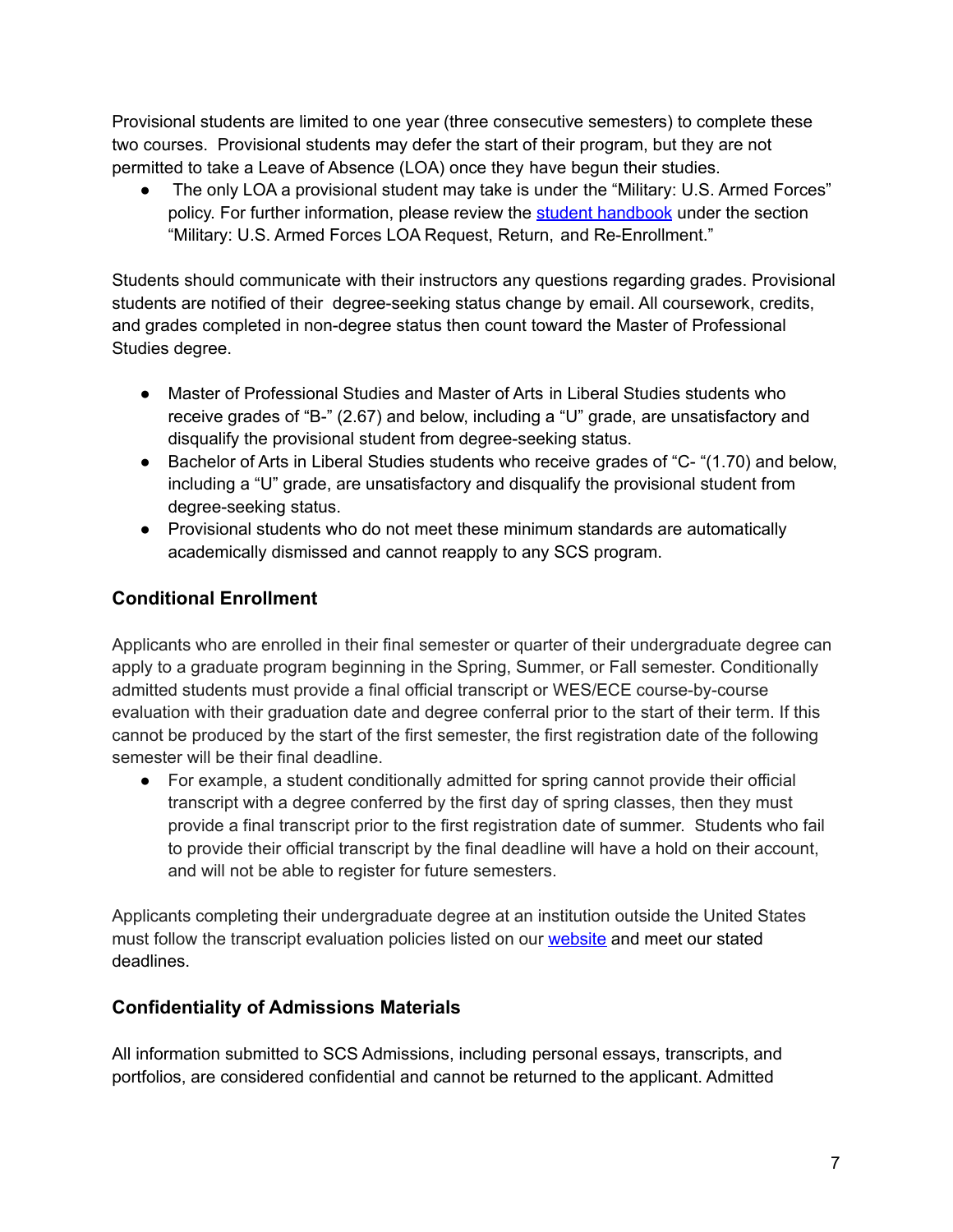Provisional students are limited to one year (three consecutive semesters) to complete these two courses. Provisional students may defer the start of their program, but they are not permitted to take a Leave of Absence (LOA) once they have begun their studies.

- The only LOA a provisional student may take is under the "Military: U.S. Armed Forces" policy. For further information, please review the [student handbook](student handbook) under the section "Military: U.S. Armed Forces LOA Request, Return, and Re-Enrollment."

Students should communicate with their instructors any questions regarding grades. Provisional students are notified of their degree-seeking status change by email. All coursework, credits, and grades completed in non-degree status then count toward the Master of Professional Studies degree.

- Master of Professional Studies and Master of Arts in Liberal Studies students who receive grades of "B-" (2.67) and below, including a "U" grade, are unsatisfactory and disqualify the provisional student from degree-seeking status.
- Bachelor of Arts in Liberal Studies students who receive grades of "C- "(1.70) and below, including a "U" grade, are unsatisfactory and disqualify the provisional student from degree-seeking status.
- Provisional students who do not meet these minimum standards are automatically academically dismissed and cannot reapply to any SCS program.

## Conditional Enrollment

Applicants who are enrolled in their final semester or quarter of their undergraduate degree can apply to a graduate program beginning in the Spring, Summer, or Fall semester. Conditionally admitted students must provide a final official transcript or WES/ECE course-by-course evaluation with their graduation date and degree conferral prior to the start of their term. If this cannot be produced by the start of the first semester, the first registration date of the following semester will be their final deadline.

- For example, a student conditionally admitted for spring cannot provide their official transcript with a degree conferred by the first day of spring classes, then they must provide a final transcript prior to the first registration date of summer. Students who fail to provide their official transcript by the final deadline will have a hold on their account, and will not be able to register for future semesters.

Applicants completing their undergraduate degree at an institution outside the United States must follow the transcript evaluation policies listed on our [website](website) and meet our stated deadlines.

## Confidentiality of Admissions Materials

All information submitted to SCS Admissions, including personal essays, transcripts, and portfolios, are considered confidential and cannot be returned to the applicant. Admitted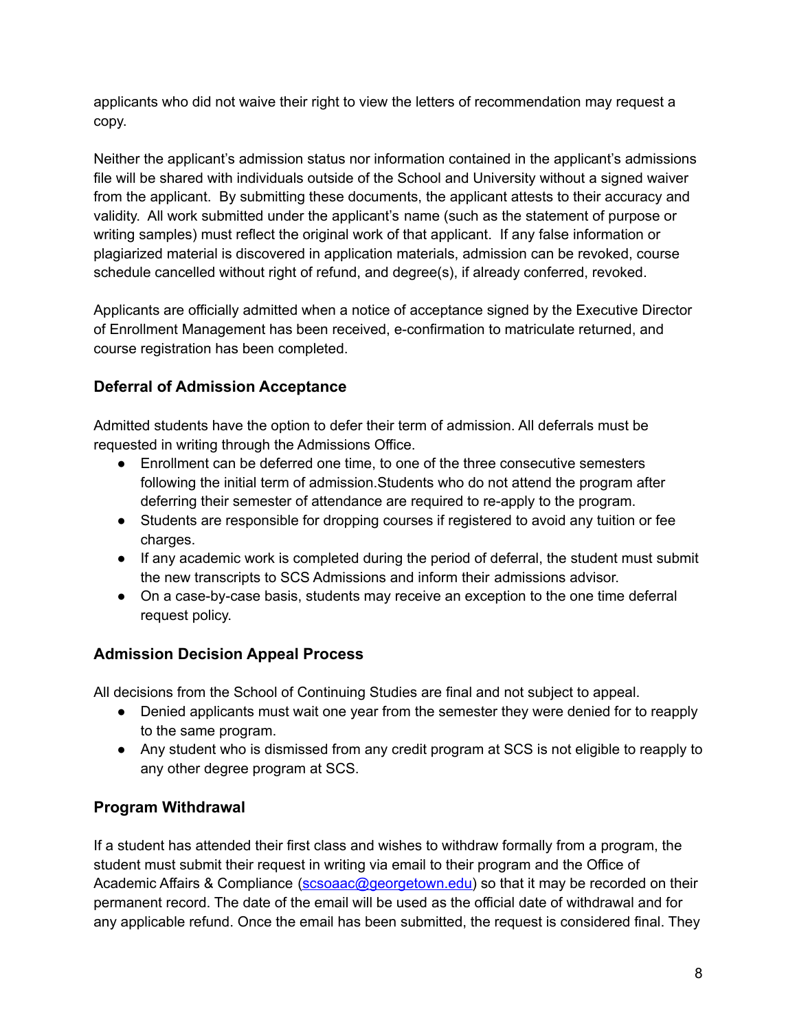applicants who did not waive their right to view the letters of recommendation may request a copy.

Neither the applicant's admission status nor information contained in the applicant's admissions file will be shared with individuals outside of the School and University without a signed waiver from the applicant. By submitting these documents, the applicant attests to their accuracy and validity. All work submitted under the applicant's name (such as the statement of purpose or writing samples) must reflect the original work of that applicant. If any false information or plagiarized material is discovered in application materials, admission can be revoked, course schedule cancelled without right of refund, and degree(s), if already conferred, revoked.

Applicants are officially admitted when a notice of acceptance signed by the Executive Director of Enrollment Management has been received, e-confirmation to matriculate returned, and course registration has been completed.

### Deferral of Admission Acceptance

Admitted students have the option to defer their term of admission. All deferrals must be requested in writing through the Admissions Office.

- Enrollment can be deferred one time, to one of the three consecutive semesters following the initial term of admission.Students who do not attend the program after deferring their semester of attendance are required to re-apply to the program.
- Students are responsible for dropping courses if registered to avoid any tuition or fee charges.
- If any academic work is completed during the period of deferral, the student must submit the new transcripts to SCS Admissions and inform their admissions advisor.
- On a case-by-case basis, students may receive an exception to the one time deferral request policy.

### Admission Decision Appeal Process

All decisions from the School of Continuing Studies are final and not subject to appeal.

- Denied applicants must wait one year from the semester they were denied for to reapply to the same program.
- Any student who is dismissed from any credit program at SCS is not eligible to reapply to any other degree program at SCS.

### Program Withdrawal

If a student has attended their first class and wishes to withdraw formally from a program, the student must submit their request in writing via email to their program and the Office of Academic Affairs & Compliance (scsoaac@georgetown.edu) so that it may be recorded on their permanent record. The date of the email will be used as the official date of withdrawal and for any applicable refund. Once the email has been submitted, the request is considered final. They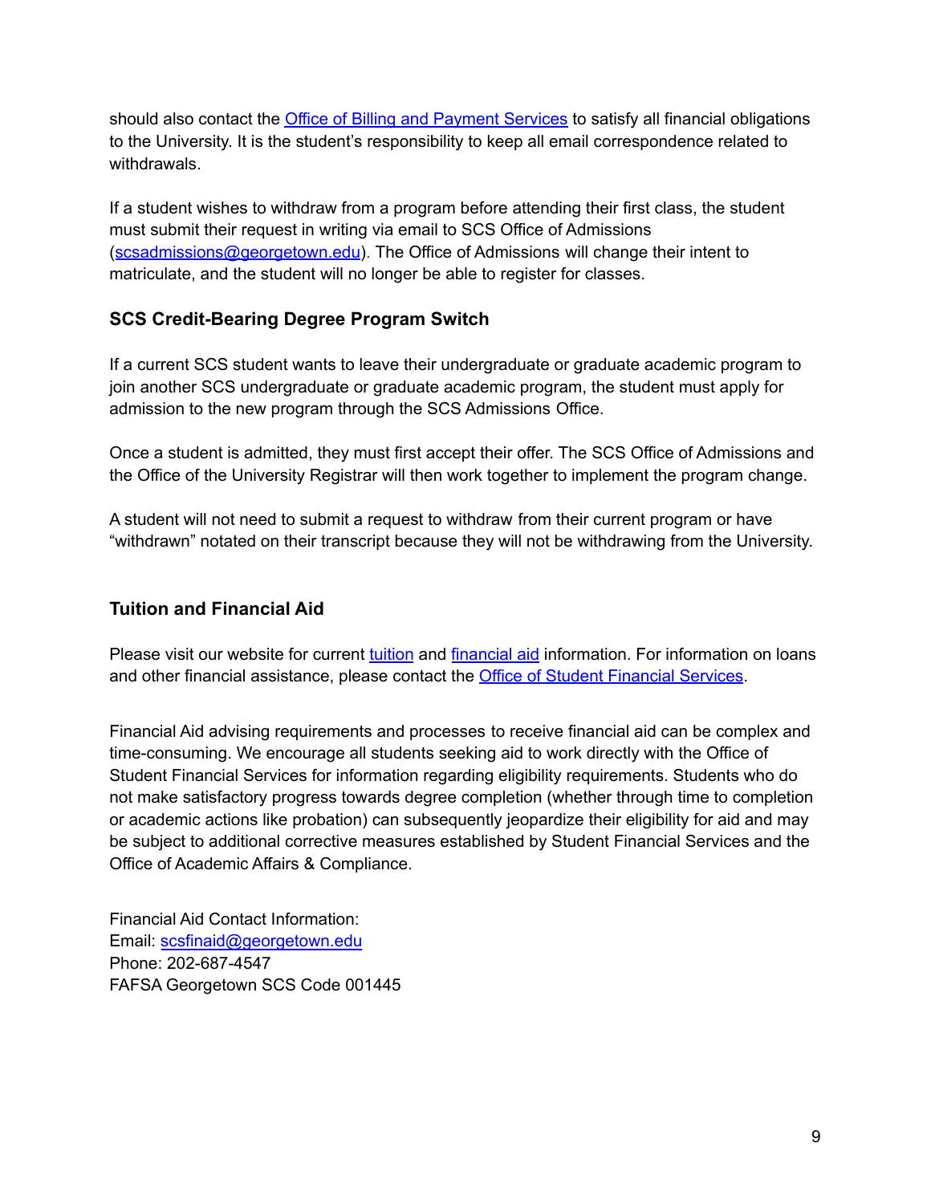should also contact the [Office of Billing and Payment Services](#) to satisfy all financial obligations to the University. It is the student's responsibility to keep all email correspondence related to withdrawals.

If a student wishes to withdraw from a program before attending their first class, the student must submit their request in writing via email to SCS Office of Admissions (scsadmissions@georgetown.edu). The Office of Admissions will change their intent to matriculate, and the student will no longer be able to register for classes.

### SCS Credit-Bearing Degree Program Switch

If a current SCS student wants to leave their undergraduate or graduate academic program to join another SCS undergraduate or graduate academic program, the student must apply for admission to the new program through the SCS Admissions Office.

Once a student is admitted, they must first accept their offer. The SCS Office of Admissions and the Office of the University Registrar will then work together to implement the program change.

A student will not need to submit a request to withdraw from their current program or have "withdrawn" notated on their transcript because they will not be withdrawing from the University.

### Tuition and Financial Aid

Please visit our website for current tuition and financial aid information. For information on loans and other financial assistance, please contact the Office of Student Financial Services.

Financial Aid advising requirements and processes to receive financial aid can be complex and time-consuming. We encourage all students seeking aid to work directly with the Office of Student Financial Services for information regarding eligibility requirements. Students who do not make satisfactory progress towards degree completion (whether through time to completion or academic actions like probation) can subsequently jeopardize their eligibility for aid and may be subject to additional corrective measures established by Student Financial Services and the Office of Academic Affairs & Compliance.

Financial Aid Contact Information:
Email: scsfinaid@georgetown.edu
Phone: 202-687-4547
FAFSA Georgetown SCS Code 001445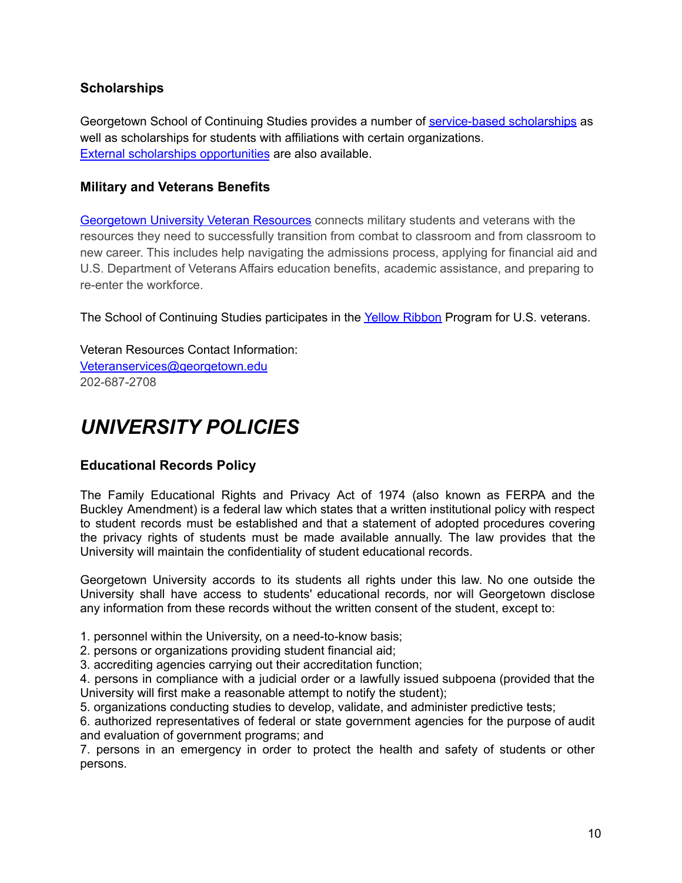### Scholarships

Georgetown School of Continuing Studies provides a number of service-based scholarships as well as scholarships for students with affiliations with certain organizations. External scholarships opportunities are also available.

### Military and Veterans Benefits

Georgetown University Veteran Resources connects military students and veterans with the resources they need to successfully transition from combat to classroom and from classroom to new career. This includes help navigating the admissions process, applying for financial aid and U.S. Department of Veterans Affairs education benefits, academic assistance, and preparing to re-enter the workforce.

The School of Continuing Studies participates in the Yellow Ribbon Program for U.S. veterans.

Veteran Resources Contact Information:
Veteranservices@georgetown.edu
202-687-2708

# *UNIVERSITY POLICIES*

### Educational Records Policy

The Family Educational Rights and Privacy Act of 1974 (also known as FERPA and the Buckley Amendment) is a federal law which states that a written institutional policy with respect to student records must be established and that a statement of adopted procedures covering the privacy rights of students must be made available annually. The law provides that the University will maintain the confidentiality of student educational records.

Georgetown University accords to its students all rights under this law. No one outside the University shall have access to students' educational records, nor will Georgetown disclose any information from these records without the written consent of the student, except to:

1. personnel within the University, on a need-to-know basis;
2. persons or organizations providing student financial aid;
3. accrediting agencies carrying out their accreditation function;
4. persons in compliance with a judicial order or a lawfully issued subpoena (provided that the University will first make a reasonable attempt to notify the student);
5. organizations conducting studies to develop, validate, and administer predictive tests;
6. authorized representatives of federal or state government agencies for the purpose of audit and evaluation of government programs; and
7. persons in an emergency in order to protect the health and safety of students or other persons.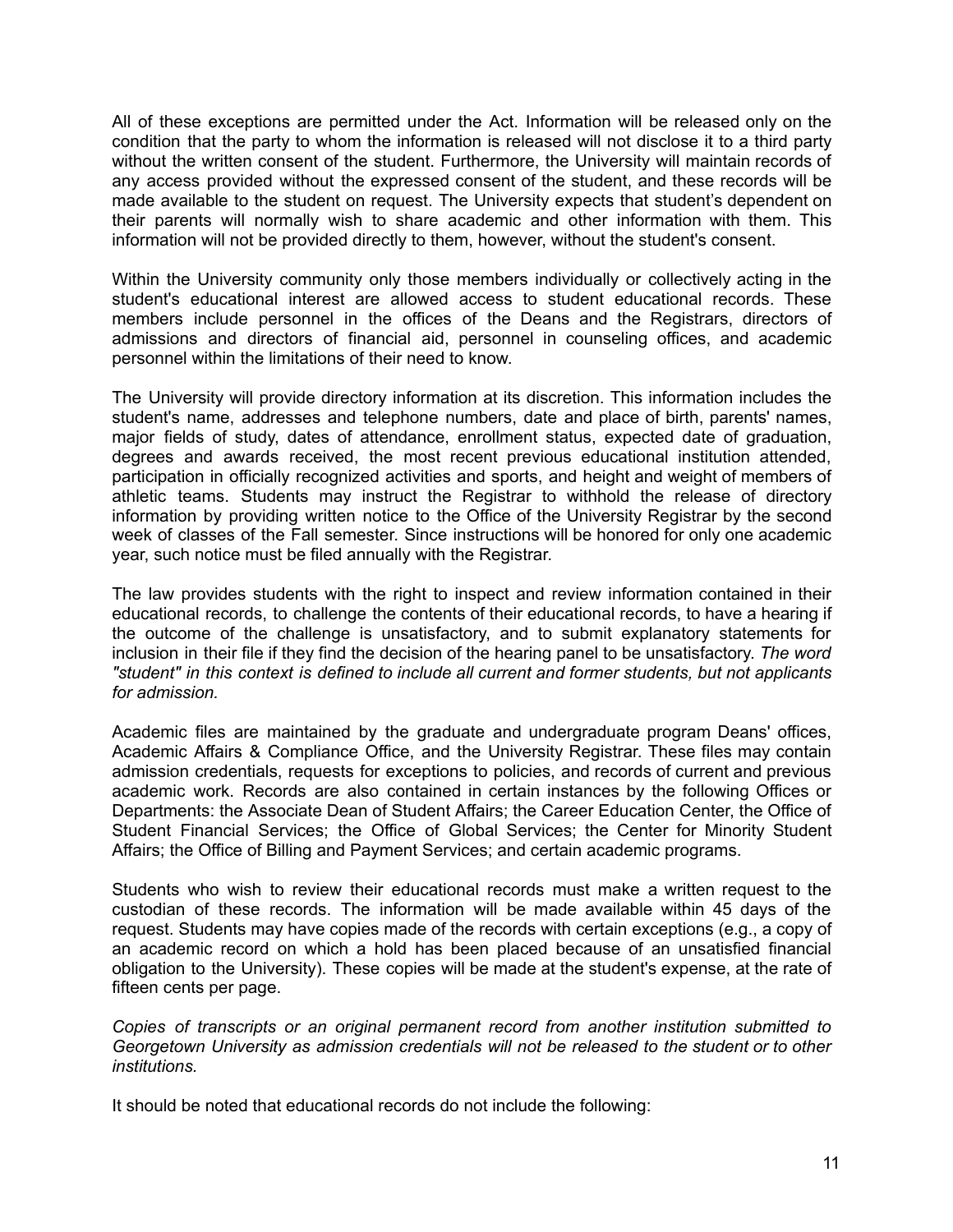All of these exceptions are permitted under the Act. Information will be released only on the condition that the party to whom the information is released will not disclose it to a third party without the written consent of the student. Furthermore, the University will maintain records of any access provided without the expressed consent of the student, and these records will be made available to the student on request. The University expects that student's dependent on their parents will normally wish to share academic and other information with them. This information will not be provided directly to them, however, without the student's consent.

Within the University community only those members individually or collectively acting in the student's educational interest are allowed access to student educational records. These members include personnel in the offices of the Deans and the Registrars, directors of admissions and directors of financial aid, personnel in counseling offices, and academic personnel within the limitations of their need to know.

The University will provide directory information at its discretion. This information includes the student's name, addresses and telephone numbers, date and place of birth, parents' names, major fields of study, dates of attendance, enrollment status, expected date of graduation, degrees and awards received, the most recent previous educational institution attended, participation in officially recognized activities and sports, and height and weight of members of athletic teams. Students may instruct the Registrar to withhold the release of directory information by providing written notice to the Office of the University Registrar by the second week of classes of the Fall semester. Since instructions will be honored for only one academic year, such notice must be filed annually with the Registrar.

The law provides students with the right to inspect and review information contained in their educational records, to challenge the contents of their educational records, to have a hearing if the outcome of the challenge is unsatisfactory, and to submit explanatory statements for inclusion in their file if they find the decision of the hearing panel to be unsatisfactory. *The word "student" in this context is defined to include all current and former students, but not applicants for admission.*

Academic files are maintained by the graduate and undergraduate program Deans' offices, Academic Affairs & Compliance Office, and the University Registrar. These files may contain admission credentials, requests for exceptions to policies, and records of current and previous academic work. Records are also contained in certain instances by the following Offices or Departments: the Associate Dean of Student Affairs; the Career Education Center, the Office of Student Financial Services; the Office of Global Services; the Center for Minority Student Affairs; the Office of Billing and Payment Services; and certain academic programs.

Students who wish to review their educational records must make a written request to the custodian of these records. The information will be made available within 45 days of the request. Students may have copies made of the records with certain exceptions (e.g., a copy of an academic record on which a hold has been placed because of an unsatisfied financial obligation to the University). These copies will be made at the student's expense, at the rate of fifteen cents per page.

*Copies of transcripts or an original permanent record from another institution submitted to Georgetown University as admission credentials will not be released to the student or to other institutions.*

It should be noted that educational records do not include the following: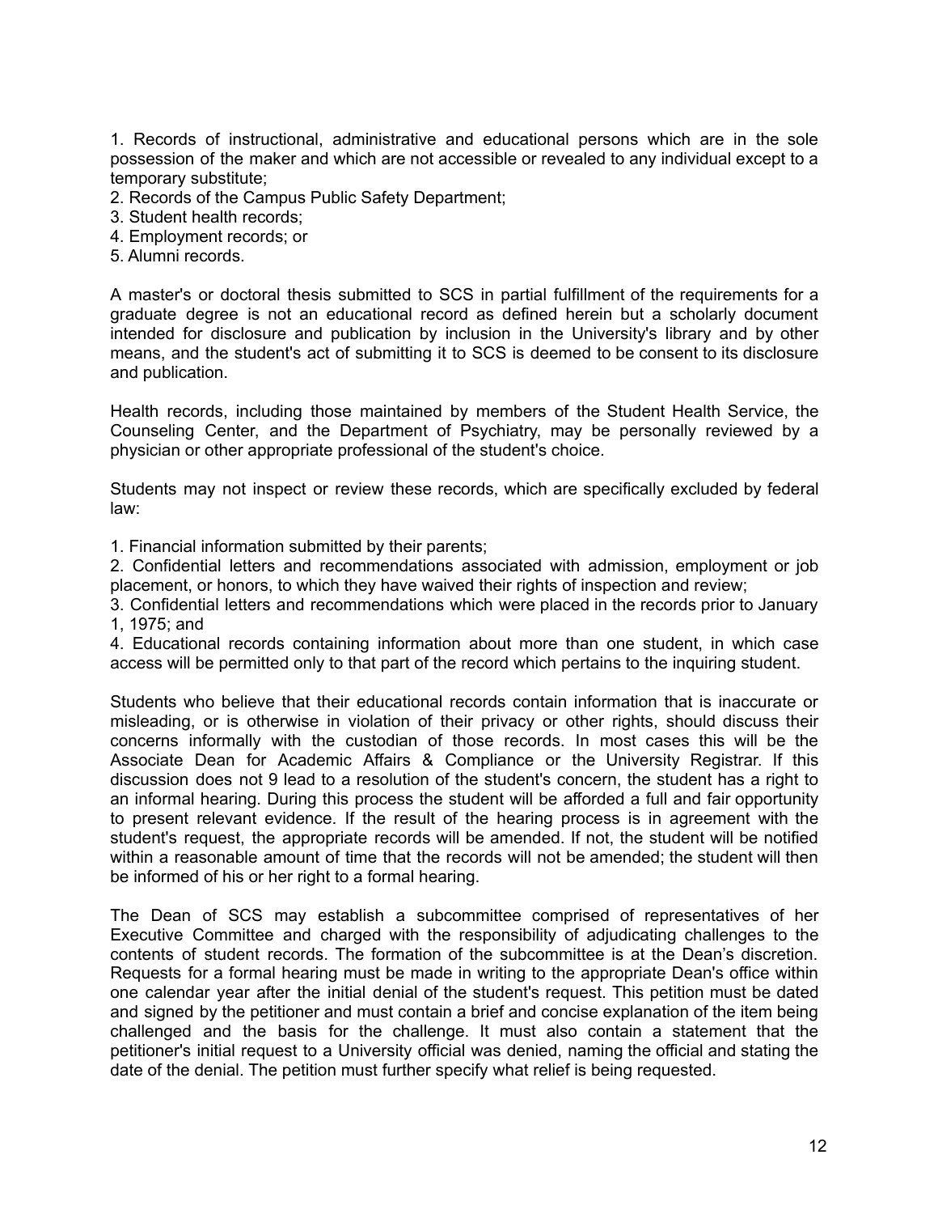1. Records of instructional, administrative and educational persons which are in the sole possession of the maker and which are not accessible or revealed to any individual except to a temporary substitute;
2. Records of the Campus Public Safety Department;
3. Student health records;
4. Employment records; or
5. Alumni records.

A master's or doctoral thesis submitted to SCS in partial fulfillment of the requirements for a graduate degree is not an educational record as defined herein but a scholarly document intended for disclosure and publication by inclusion in the University's library and by other means, and the student's act of submitting it to SCS is deemed to be consent to its disclosure and publication.

Health records, including those maintained by members of the Student Health Service, the Counseling Center, and the Department of Psychiatry, may be personally reviewed by a physician or other appropriate professional of the student's choice.

Students may not inspect or review these records, which are specifically excluded by federal law:

1. Financial information submitted by their parents;
2. Confidential letters and recommendations associated with admission, employment or job placement, or honors, to which they have waived their rights of inspection and review;
3. Confidential letters and recommendations which were placed in the records prior to January 1, 1975; and
4. Educational records containing information about more than one student, in which case access will be permitted only to that part of the record which pertains to the inquiring student.

Students who believe that their educational records contain information that is inaccurate or misleading, or is otherwise in violation of their privacy or other rights, should discuss their concerns informally with the custodian of those records. In most cases this will be the Associate Dean for Academic Affairs & Compliance or the University Registrar. If this discussion does not 9 lead to a resolution of the student's concern, the student has a right to an informal hearing. During this process the student will be afforded a full and fair opportunity to present relevant evidence. If the result of the hearing process is in agreement with the student's request, the appropriate records will be amended. If not, the student will be notified within a reasonable amount of time that the records will not be amended; the student will then be informed of his or her right to a formal hearing.

The Dean of SCS may establish a subcommittee comprised of representatives of her Executive Committee and charged with the responsibility of adjudicating challenges to the contents of student records. The formation of the subcommittee is at the Dean's discretion. Requests for a formal hearing must be made in writing to the appropriate Dean's office within one calendar year after the initial denial of the student's request. This petition must be dated and signed by the petitioner and must contain a brief and concise explanation of the item being challenged and the basis for the challenge. It must also contain a statement that the petitioner's initial request to a University official was denied, naming the official and stating the date of the denial. The petition must further specify what relief is being requested.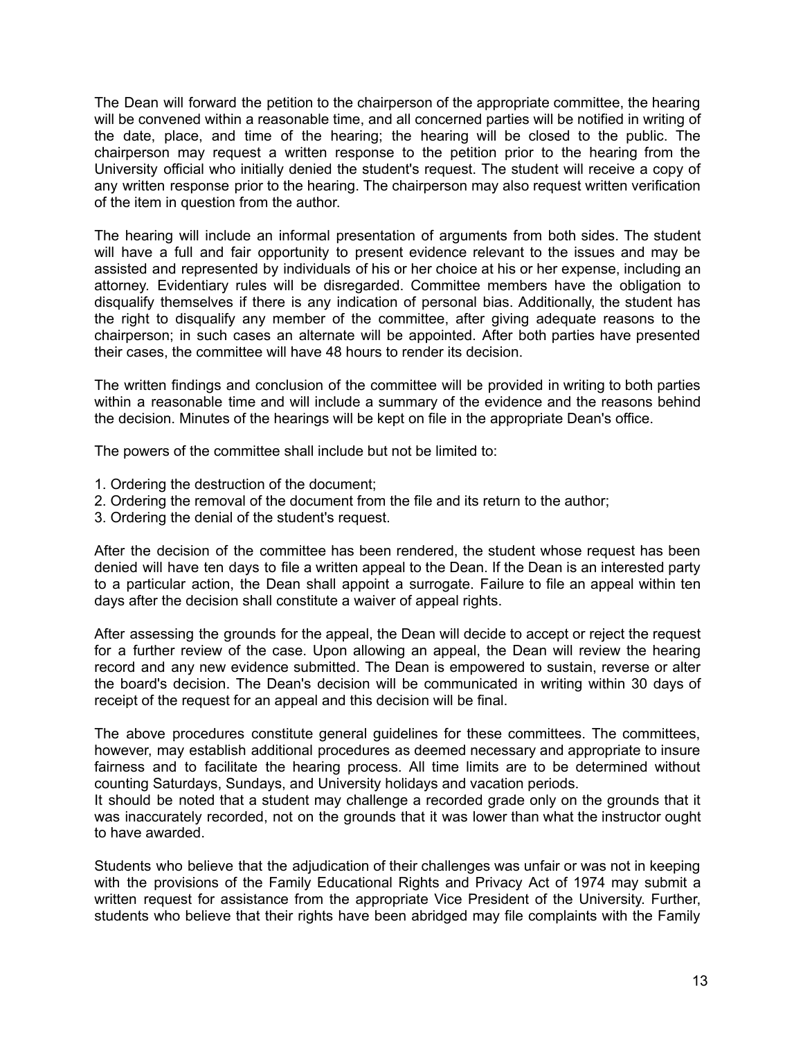The Dean will forward the petition to the chairperson of the appropriate committee, the hearing will be convened within a reasonable time, and all concerned parties will be notified in writing of the date, place, and time of the hearing; the hearing will be closed to the public. The chairperson may request a written response to the petition prior to the hearing from the University official who initially denied the student's request. The student will receive a copy of any written response prior to the hearing. The chairperson may also request written verification of the item in question from the author.

The hearing will include an informal presentation of arguments from both sides. The student will have a full and fair opportunity to present evidence relevant to the issues and may be assisted and represented by individuals of his or her choice at his or her expense, including an attorney. Evidentiary rules will be disregarded. Committee members have the obligation to disqualify themselves if there is any indication of personal bias. Additionally, the student has the right to disqualify any member of the committee, after giving adequate reasons to the chairperson; in such cases an alternate will be appointed. After both parties have presented their cases, the committee will have 48 hours to render its decision.

The written findings and conclusion of the committee will be provided in writing to both parties within a reasonable time and will include a summary of the evidence and the reasons behind the decision. Minutes of the hearings will be kept on file in the appropriate Dean's office.

The powers of the committee shall include but not be limited to:

1. Ordering the destruction of the document;
2. Ordering the removal of the document from the file and its return to the author;
3. Ordering the denial of the student's request.

After the decision of the committee has been rendered, the student whose request has been denied will have ten days to file a written appeal to the Dean. If the Dean is an interested party to a particular action, the Dean shall appoint a surrogate. Failure to file an appeal within ten days after the decision shall constitute a waiver of appeal rights.

After assessing the grounds for the appeal, the Dean will decide to accept or reject the request for a further review of the case. Upon allowing an appeal, the Dean will review the hearing record and any new evidence submitted. The Dean is empowered to sustain, reverse or alter the board's decision. The Dean's decision will be communicated in writing within 30 days of receipt of the request for an appeal and this decision will be final.

The above procedures constitute general guidelines for these committees. The committees, however, may establish additional procedures as deemed necessary and appropriate to insure fairness and to facilitate the hearing process. All time limits are to be determined without counting Saturdays, Sundays, and University holidays and vacation periods.
It should be noted that a student may challenge a recorded grade only on the grounds that it was inaccurately recorded, not on the grounds that it was lower than what the instructor ought to have awarded.

Students who believe that the adjudication of their challenges was unfair or was not in keeping with the provisions of the Family Educational Rights and Privacy Act of 1974 may submit a written request for assistance from the appropriate Vice President of the University. Further, students who believe that their rights have been abridged may file complaints with the Family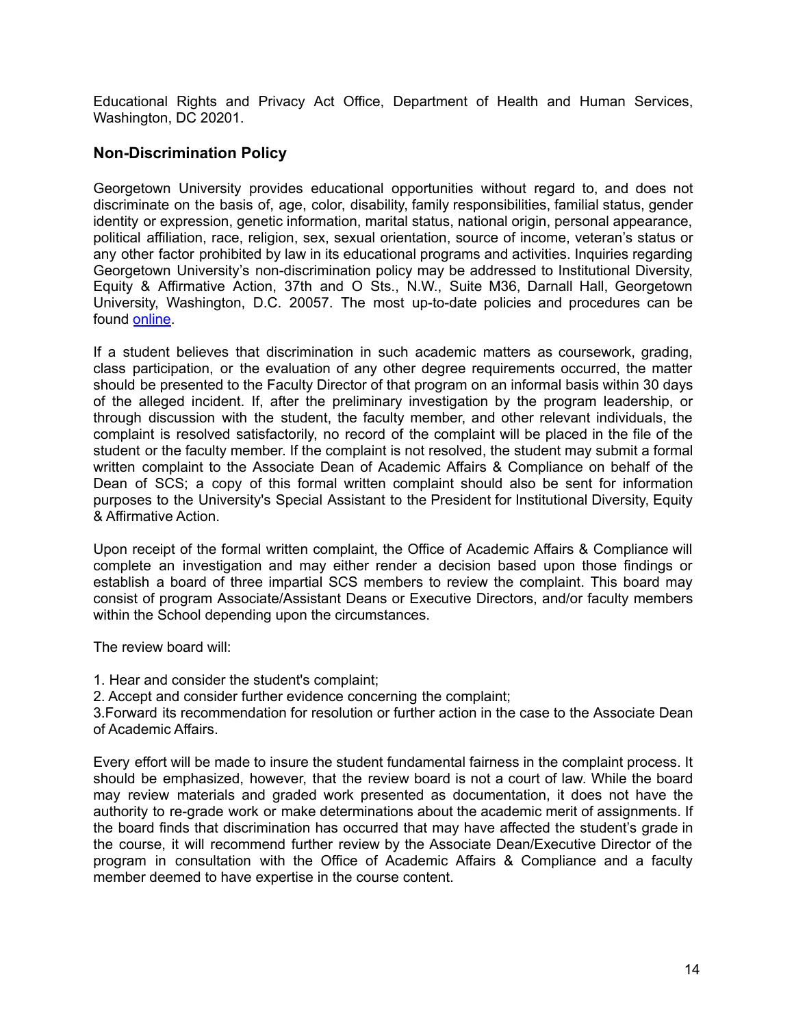Educational Rights and Privacy Act Office, Department of Health and Human Services, Washington, DC 20201.

## Non-Discrimination Policy

Georgetown University provides educational opportunities without regard to, and does not discriminate on the basis of, age, color, disability, family responsibilities, familial status, gender identity or expression, genetic information, marital status, national origin, personal appearance, political affiliation, race, religion, sex, sexual orientation, source of income, veteran's status or any other factor prohibited by law in its educational programs and activities. Inquiries regarding Georgetown University's non-discrimination policy may be addressed to Institutional Diversity, Equity & Affirmative Action, 37th and O Sts., N.W., Suite M36, Darnall Hall, Georgetown University, Washington, D.C. 20057. The most up-to-date policies and procedures can be found online.

If a student believes that discrimination in such academic matters as coursework, grading, class participation, or the evaluation of any other degree requirements occurred, the matter should be presented to the Faculty Director of that program on an informal basis within 30 days of the alleged incident. If, after the preliminary investigation by the program leadership, or through discussion with the student, the faculty member, and other relevant individuals, the complaint is resolved satisfactorily, no record of the complaint will be placed in the file of the student or the faculty member. If the complaint is not resolved, the student may submit a formal written complaint to the Associate Dean of Academic Affairs & Compliance on behalf of the Dean of SCS; a copy of this formal written complaint should also be sent for information purposes to the University's Special Assistant to the President for Institutional Diversity, Equity & Affirmative Action.

Upon receipt of the formal written complaint, the Office of Academic Affairs & Compliance will complete an investigation and may either render a decision based upon those findings or establish a board of three impartial SCS members to review the complaint. This board may consist of program Associate/Assistant Deans or Executive Directors, and/or faculty members within the School depending upon the circumstances.

The review board will:

1. Hear and consider the student's complaint;
2. Accept and consider further evidence concerning the complaint;
3. Forward its recommendation for resolution or further action in the case to the Associate Dean of Academic Affairs.

Every effort will be made to insure the student fundamental fairness in the complaint process. It should be emphasized, however, that the review board is not a court of law. While the board may review materials and graded work presented as documentation, it does not have the authority to re-grade work or make determinations about the academic merit of assignments. If the board finds that discrimination has occurred that may have affected the student's grade in the course, it will recommend further review by the Associate Dean/Executive Director of the program in consultation with the Office of Academic Affairs & Compliance and a faculty member deemed to have expertise in the course content.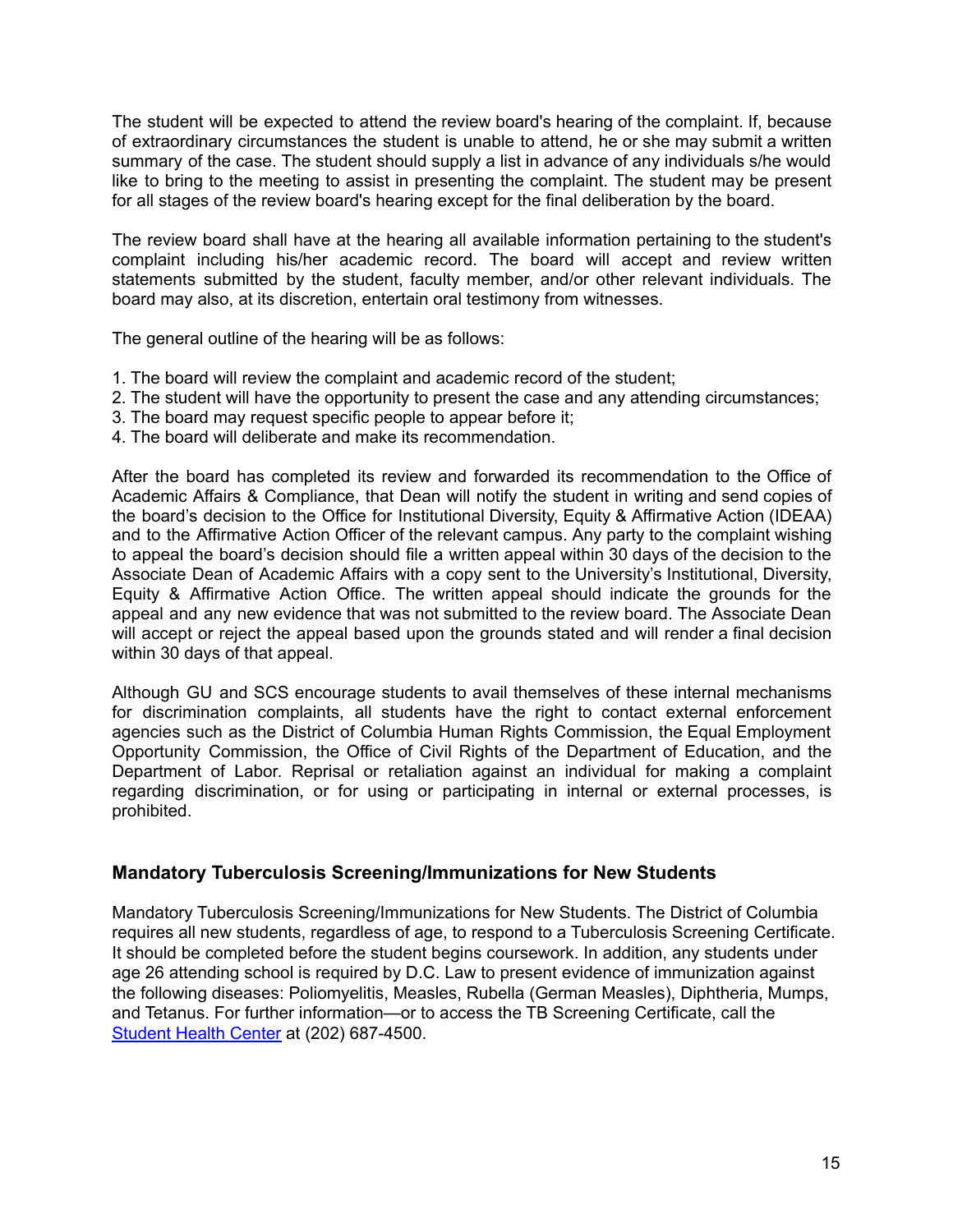The student will be expected to attend the review board's hearing of the complaint. If, because of extraordinary circumstances the student is unable to attend, he or she may submit a written summary of the case. The student should supply a list in advance of any individuals s/he would like to bring to the meeting to assist in presenting the complaint. The student may be present for all stages of the review board's hearing except for the final deliberation by the board.

The review board shall have at the hearing all available information pertaining to the student's complaint including his/her academic record. The board will accept and review written statements submitted by the student, faculty member, and/or other relevant individuals. The board may also, at its discretion, entertain oral testimony from witnesses.

The general outline of the hearing will be as follows:

1. The board will review the complaint and academic record of the student;
2. The student will have the opportunity to present the case and any attending circumstances;
3. The board may request specific people to appear before it;
4. The board will deliberate and make its recommendation.

After the board has completed its review and forwarded its recommendation to the Office of Academic Affairs & Compliance, that Dean will notify the student in writing and send copies of the board's decision to the Office for Institutional Diversity, Equity & Affirmative Action (IDEAA) and to the Affirmative Action Officer of the relevant campus. Any party to the complaint wishing to appeal the board's decision should file a written appeal within 30 days of the decision to the Associate Dean of Academic Affairs with a copy sent to the University's Institutional, Diversity, Equity & Affirmative Action Office. The written appeal should indicate the grounds for the appeal and any new evidence that was not submitted to the review board. The Associate Dean will accept or reject the appeal based upon the grounds stated and will render a final decision within 30 days of that appeal.

Although GU and SCS encourage students to avail themselves of these internal mechanisms for discrimination complaints, all students have the right to contact external enforcement agencies such as the District of Columbia Human Rights Commission, the Equal Employment Opportunity Commission, the Office of Civil Rights of the Department of Education, and the Department of Labor. Reprisal or retaliation against an individual for making a complaint regarding discrimination, or for using or participating in internal or external processes, is prohibited.

### Mandatory Tuberculosis Screening/Immunizations for New Students

Mandatory Tuberculosis Screening/Immunizations for New Students. The District of Columbia requires all new students, regardless of age, to respond to a Tuberculosis Screening Certificate. It should be completed before the student begins coursework. In addition, any students under age 26 attending school is required by D.C. Law to present evidence of immunization against the following diseases: Poliomyelitis, Measles, Rubella (German Measles), Diphtheria, Mumps, and Tetanus. For further information—or to access the TB Screening Certificate, call the Student Health Center at (202) 687-4500.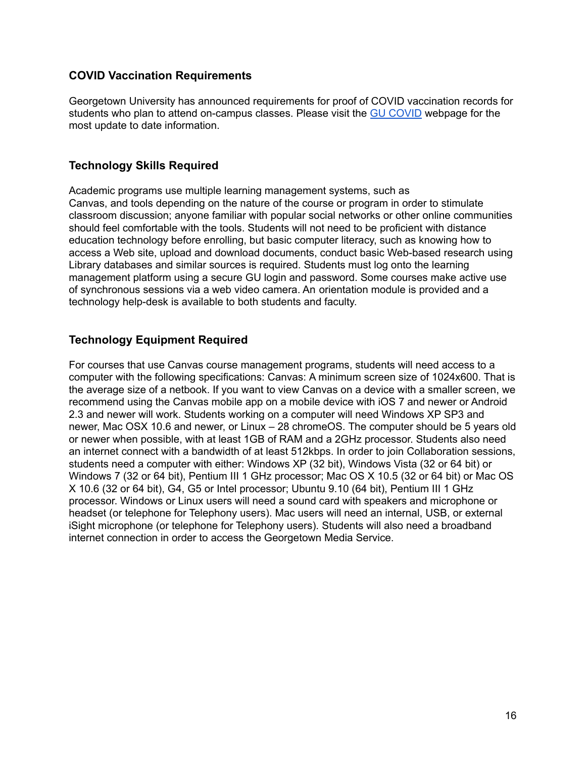### COVID Vaccination Requirements

Georgetown University has announced requirements for proof of COVID vaccination records for students who plan to attend on-campus classes. Please visit the [GU COVID](#) webpage for the most update to date information.

### Technology Skills Required

Academic programs use multiple learning management systems, such as Canvas, and tools depending on the nature of the course or program in order to stimulate classroom discussion; anyone familiar with popular social networks or other online communities should feel comfortable with the tools. Students will not need to be proficient with distance education technology before enrolling, but basic computer literacy, such as knowing how to access a Web site, upload and download documents, conduct basic Web-based research using Library databases and similar sources is required. Students must log onto the learning management platform using a secure GU login and password. Some courses make active use of synchronous sessions via a web video camera. An orientation module is provided and a technology help-desk is available to both students and faculty.

### Technology Equipment Required

For courses that use Canvas course management programs, students will need access to a computer with the following specifications: Canvas: A minimum screen size of 1024x600. That is the average size of a netbook. If you want to view Canvas on a device with a smaller screen, we recommend using the Canvas mobile app on a mobile device with iOS 7 and newer or Android 2.3 and newer will work. Students working on a computer will need Windows XP SP3 and newer, Mac OSX 10.6 and newer, or Linux – 28 chromeOS. The computer should be 5 years old or newer when possible, with at least 1GB of RAM and a 2GHz processor. Students also need an internet connect with a bandwidth of at least 512kbps. In order to join Collaboration sessions, students need a computer with either: Windows XP (32 bit), Windows Vista (32 or 64 bit) or Windows 7 (32 or 64 bit), Pentium III 1 GHz processor; Mac OS X 10.5 (32 or 64 bit) or Mac OS X 10.6 (32 or 64 bit), G4, G5 or Intel processor; Ubuntu 9.10 (64 bit), Pentium III 1 GHz processor. Windows or Linux users will need a sound card with speakers and microphone or headset (or telephone for Telephony users). Mac users will need an internal, USB, or external iSight microphone (or telephone for Telephony users). Students will also need a broadband internet connection in order to access the Georgetown Media Service.